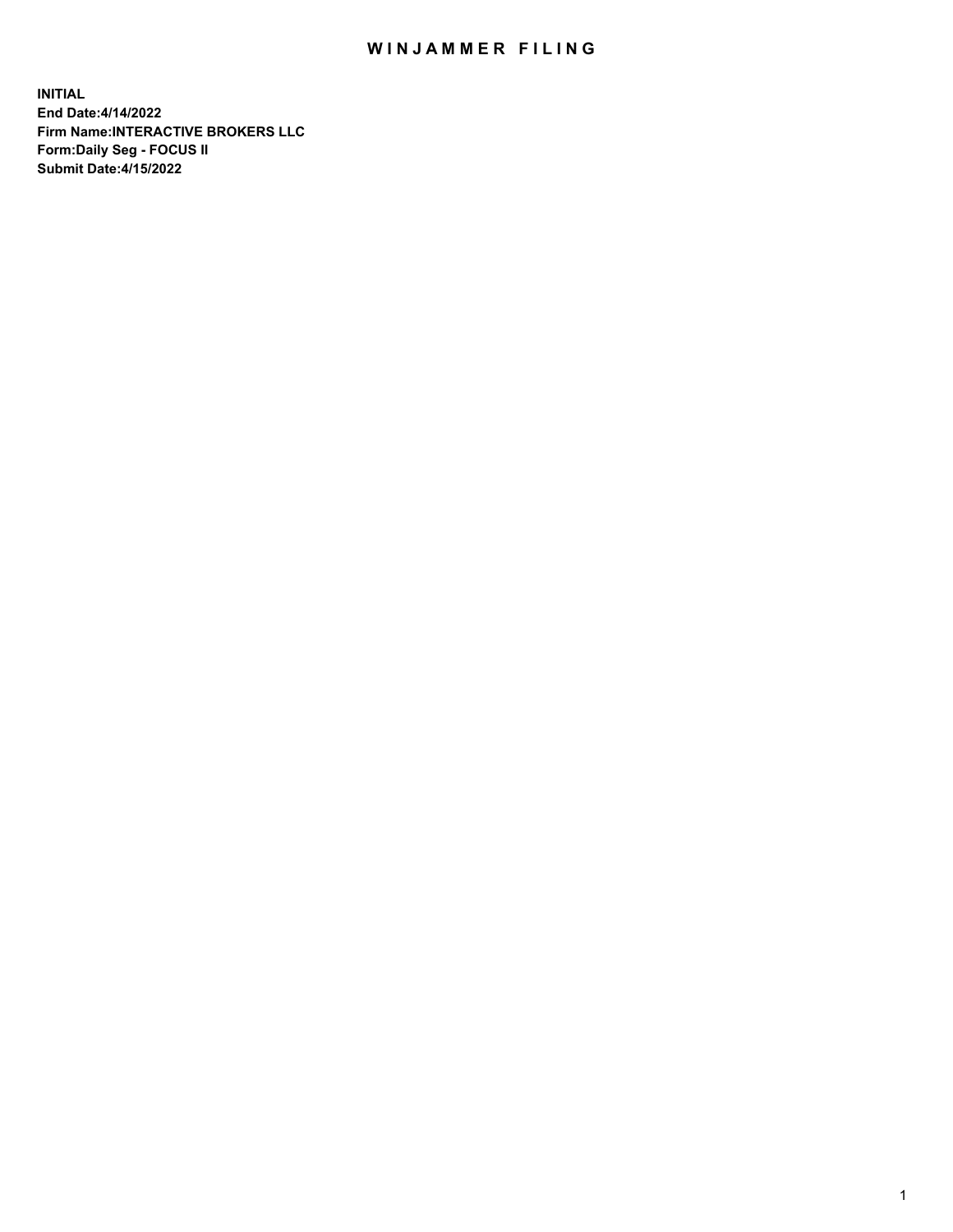# WINJAMMER FILING

**INITIAL**
**End Date:4/14/2022**
**Firm Name:INTERACTIVE BROKERS LLC**
**Form:Daily Seg - FOCUS II**
**Submit Date:4/15/2022**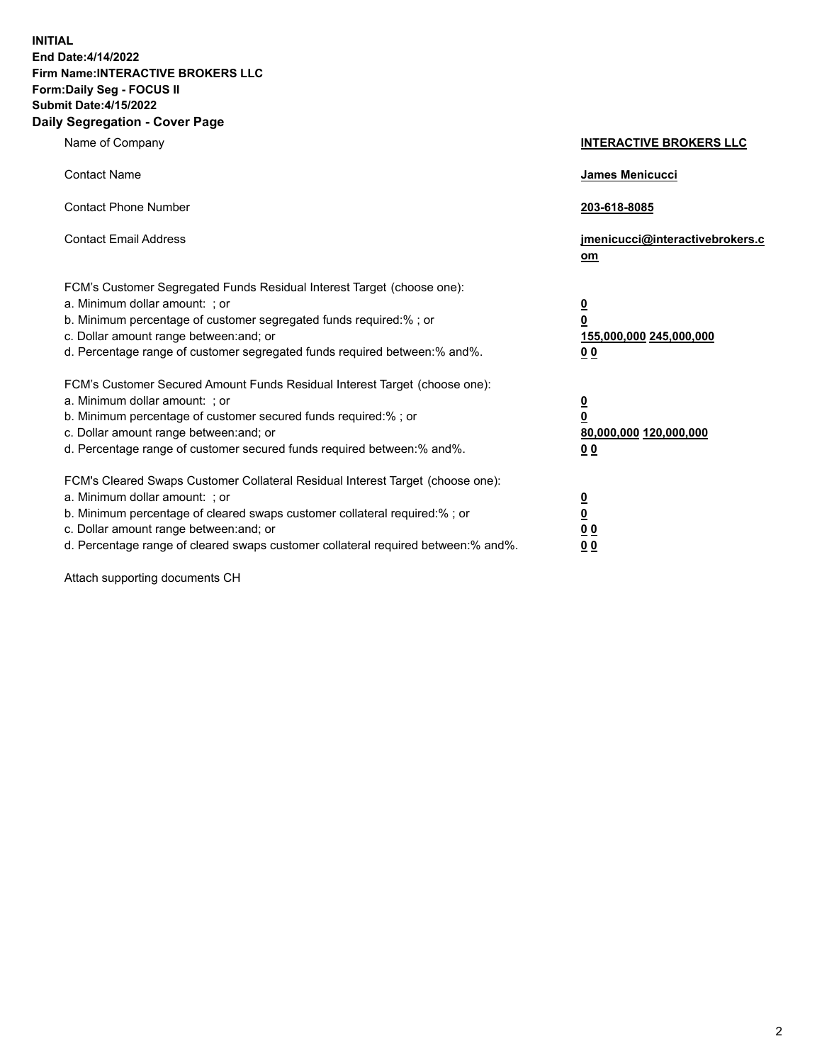**INITIAL**
**End Date:4/14/2022**
**Firm Name:INTERACTIVE BROKERS LLC**
**Form:Daily Seg - FOCUS II**
**Submit Date:4/15/2022**

## Daily Segregation - Cover Page

| | |
|---|---|
| Name of Company | **INTERACTIVE BROKERS LLC** |
| Contact Name | **James Menicucci** |
| Contact Phone Number | **203-618-8085** |
| Contact Email Address | **jmenicucci@interactivebrokers.com** |

FCM's Customer Segregated Funds Residual Interest Target (choose one):

| | |
|---|---|
| a. Minimum dollar amount: ; or | **0** |
| b. Minimum percentage of customer segregated funds required:% ; or | **0** |
| c. Dollar amount range between:and; or | **155,000,000 245,000,000** |
| d. Percentage range of customer segregated funds required between:% and%. | **0 0** |

FCM's Customer Secured Amount Funds Residual Interest Target (choose one):

| | |
|---|---|
| a. Minimum dollar amount: ; or | **0** |
| b. Minimum percentage of customer secured funds required:% ; or | **0** |
| c. Dollar amount range between:and; or | **80,000,000 120,000,000** |
| d. Percentage range of customer secured funds required between:% and%. | **0 0** |

FCM's Cleared Swaps Customer Collateral Residual Interest Target (choose one):

| | |
|---|---|
| a. Minimum dollar amount: ; or | **0** |
| b. Minimum percentage of cleared swaps customer collateral required:% ; or | **0** |
| c. Dollar amount range between:and; or | **0 0** |
| d. Percentage range of cleared swaps customer collateral required between:% and%. | **0 0** |

Attach supporting documents CH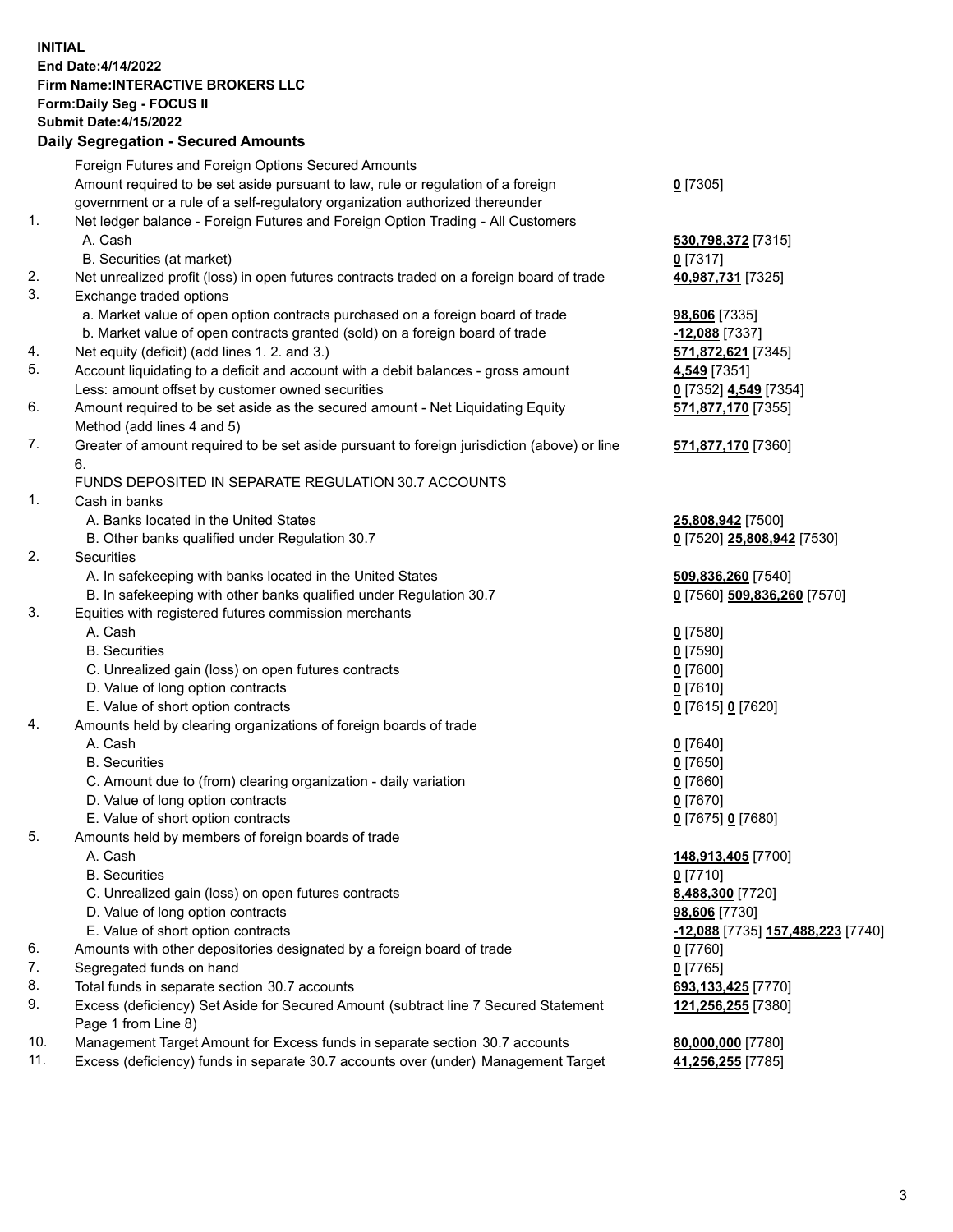**INITIAL**
**End Date:4/14/2022**
**Firm Name:INTERACTIVE BROKERS LLC**
**Form:Daily Seg - FOCUS II**
**Submit Date:4/15/2022**

## Daily Segregation - Secured Amounts

| | | |
|---|---|---|
| | Foreign Futures and Foreign Options Secured Amounts | |
| | Amount required to be set aside pursuant to law, rule or regulation of a foreign government or a rule of a self-regulatory organization authorized thereunder | **0** [7305] |
| 1. | Net ledger balance - Foreign Futures and Foreign Option Trading - All Customers | |
| | A. Cash | **530,798,372** [7315] |
| | B. Securities (at market) | **0** [7317] |
| 2. | Net unrealized profit (loss) in open futures contracts traded on a foreign board of trade | **40,987,731** [7325] |
| 3. | Exchange traded options | |
| | a. Market value of open option contracts purchased on a foreign board of trade | **98,606** [7335] |
| | b. Market value of open contracts granted (sold) on a foreign board of trade | **-12,088** [7337] |
| 4. | Net equity (deficit) (add lines 1. 2. and 3.) | **571,872,621** [7345] |
| 5. | Account liquidating to a deficit and account with a debit balances - gross amount | **4,549** [7351] |
| | Less: amount offset by customer owned securities | **0** [7352] **4,549** [7354] |
| 6. | Amount required to be set aside as the secured amount - Net Liquidating Equity Method (add lines 4 and 5) | **571,877,170** [7355] |
| 7. | Greater of amount required to be set aside pursuant to foreign jurisdiction (above) or line 6. | **571,877,170** [7360] |
| | FUNDS DEPOSITED IN SEPARATE REGULATION 30.7 ACCOUNTS | |
| 1. | Cash in banks | |
| | A. Banks located in the United States | **25,808,942** [7500] |
| | B. Other banks qualified under Regulation 30.7 | **0** [7520] **25,808,942** [7530] |
| 2. | Securities | |
| | A. In safekeeping with banks located in the United States | **509,836,260** [7540] |
| | B. In safekeeping with other banks qualified under Regulation 30.7 | **0** [7560] **509,836,260** [7570] |
| 3. | Equities with registered futures commission merchants | |
| | A. Cash | **0** [7580] |
| | B. Securities | **0** [7590] |
| | C. Unrealized gain (loss) on open futures contracts | **0** [7600] |
| | D. Value of long option contracts | **0** [7610] |
| | E. Value of short option contracts | **0** [7615] **0** [7620] |
| 4. | Amounts held by clearing organizations of foreign boards of trade | |
| | A. Cash | **0** [7640] |
| | B. Securities | **0** [7650] |
| | C. Amount due to (from) clearing organization - daily variation | **0** [7660] |
| | D. Value of long option contracts | **0** [7670] |
| | E. Value of short option contracts | **0** [7675] **0** [7680] |
| 5. | Amounts held by members of foreign boards of trade | |
| | A. Cash | **148,913,405** [7700] |
| | B. Securities | **0** [7710] |
| | C. Unrealized gain (loss) on open futures contracts | **8,488,300** [7720] |
| | D. Value of long option contracts | **98,606** [7730] |
| | E. Value of short option contracts | **-12,088** [7735] **157,488,223** [7740] |
| 6. | Amounts with other depositories designated by a foreign board of trade | **0** [7760] |
| 7. | Segregated funds on hand | **0** [7765] |
| 8. | Total funds in separate section 30.7 accounts | **693,133,425** [7770] |
| 9. | Excess (deficiency) Set Aside for Secured Amount (subtract line 7 Secured Statement Page 1 from Line 8) | **121,256,255** [7380] |
| 10. | Management Target Amount for Excess funds in separate section 30.7 accounts | **80,000,000** [7780] |
| 11. | Excess (deficiency) funds in separate 30.7 accounts over (under) Management Target | **41,256,255** [7785] |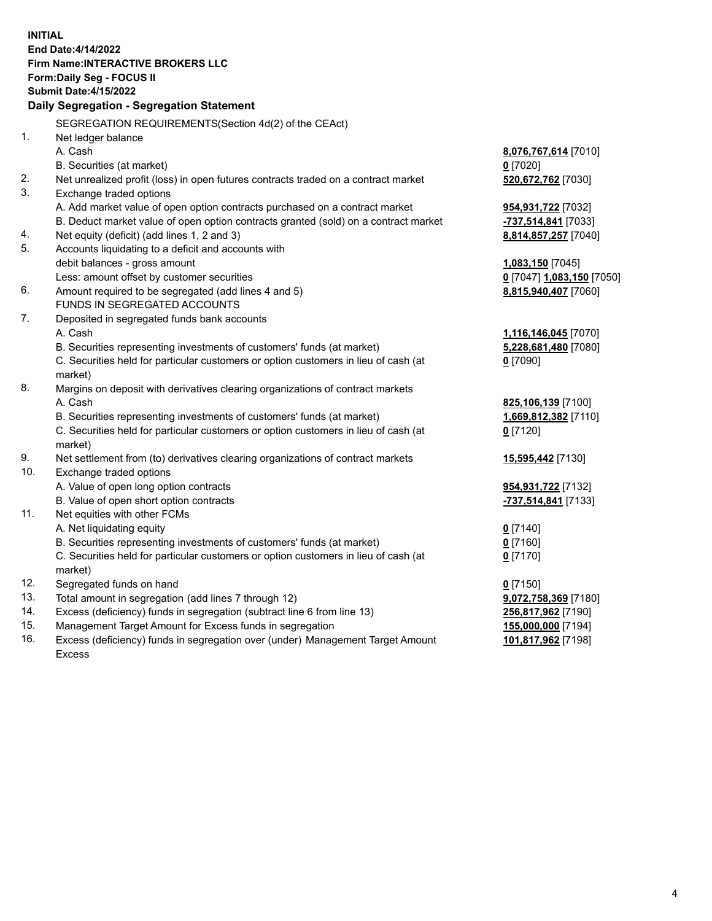**INITIAL**
**End Date:4/14/2022**
**Firm Name:INTERACTIVE BROKERS LLC**
**Form:Daily Seg - FOCUS II**
**Submit Date:4/15/2022**

### Daily Segregation - Segregation Statement

SEGREGATION REQUIREMENTS(Section 4d(2) of the CEAct)

| | | |
|---|---|---|
| 1. | Net ledger balance | |
| | A. Cash | **8,076,767,614** [7010] |
| | B. Securities (at market) | **0** [7020] |
| 2. | Net unrealized profit (loss) in open futures contracts traded on a contract market | **520,672,762** [7030] |
| 3. | Exchange traded options | |
| | A. Add market value of open option contracts purchased on a contract market | **954,931,722** [7032] |
| | B. Deduct market value of open option contracts granted (sold) on a contract market | **-737,514,841** [7033] |
| 4. | Net equity (deficit) (add lines 1, 2 and 3) | **8,814,857,257** [7040] |
| 5. | Accounts liquidating to a deficit and accounts with | |
| | debit balances - gross amount | **1,083,150** [7045] |
| | Less: amount offset by customer securities | **0** [7047] **1,083,150** [7050] |
| 6. | Amount required to be segregated (add lines 4 and 5) | **8,815,940,407** [7060] |
| | FUNDS IN SEGREGATED ACCOUNTS | |
| 7. | Deposited in segregated funds bank accounts | |
| | A. Cash | **1,116,146,045** [7070] |
| | B. Securities representing investments of customers' funds (at market) | **5,228,681,480** [7080] |
| | C. Securities held for particular customers or option customers in lieu of cash (at market) | **0** [7090] |
| 8. | Margins on deposit with derivatives clearing organizations of contract markets | |
| | A. Cash | **825,106,139** [7100] |
| | B. Securities representing investments of customers' funds (at market) | **1,669,812,382** [7110] |
| | C. Securities held for particular customers or option customers in lieu of cash (at market) | **0** [7120] |
| 9. | Net settlement from (to) derivatives clearing organizations of contract markets | **15,595,442** [7130] |
| 10. | Exchange traded options | |
| | A. Value of open long option contracts | **954,931,722** [7132] |
| | B. Value of open short option contracts | **-737,514,841** [7133] |
| 11. | Net equities with other FCMs | |
| | A. Net liquidating equity | **0** [7140] |
| | B. Securities representing investments of customers' funds (at market) | **0** [7160] |
| | C. Securities held for particular customers or option customers in lieu of cash (at market) | **0** [7170] |
| 12. | Segregated funds on hand | **0** [7150] |
| 13. | Total amount in segregation (add lines 7 through 12) | **9,072,758,369** [7180] |
| 14. | Excess (deficiency) funds in segregation (subtract line 6 from line 13) | **256,817,962** [7190] |
| 15. | Management Target Amount for Excess funds in segregation | **155,000,000** [7194] |
| 16. | Excess (deficiency) funds in segregation over (under) Management Target Amount Excess | **101,817,962** [7198] |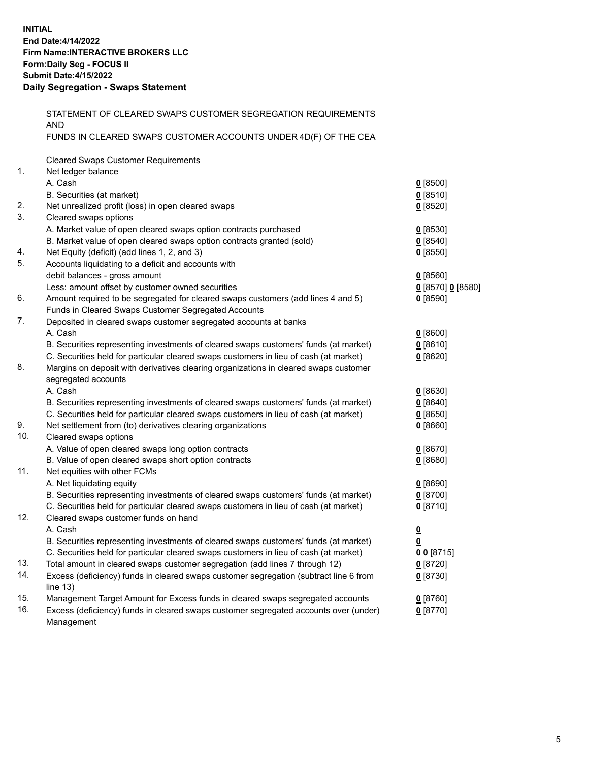**INITIAL**
**End Date:4/14/2022**
**Firm Name:INTERACTIVE BROKERS LLC**
**Form:Daily Seg - FOCUS II**
**Submit Date:4/15/2022**
**Daily Segregation - Swaps Statement**

STATEMENT OF CLEARED SWAPS CUSTOMER SEGREGATION REQUIREMENTS AND FUNDS IN CLEARED SWAPS CUSTOMER ACCOUNTS UNDER 4D(F) OF THE CEA

| | | |
|---|---|---|
| | Cleared Swaps Customer Requirements | |
| 1. | Net ledger balance | |
| | A. Cash | 0 [8500] |
| | B. Securities (at market) | 0 [8510] |
| 2. | Net unrealized profit (loss) in open cleared swaps | 0 [8520] |
| 3. | Cleared swaps options | |
| | A. Market value of open cleared swaps option contracts purchased | 0 [8530] |
| | B. Market value of open cleared swaps option contracts granted (sold) | 0 [8540] |
| 4. | Net Equity (deficit) (add lines 1, 2, and 3) | 0 [8550] |
| 5. | Accounts liquidating to a deficit and accounts with debit balances - gross amount | 0 [8560] |
| | Less: amount offset by customer owned securities | 0 [8570] 0 [8580] |
| 6. | Amount required to be segregated for cleared swaps customers (add lines 4 and 5) | 0 [8590] |
| | Funds in Cleared Swaps Customer Segregated Accounts | |
| 7. | Deposited in cleared swaps customer segregated accounts at banks | |
| | A. Cash | 0 [8600] |
| | B. Securities representing investments of cleared swaps customers' funds (at market) | 0 [8610] |
| | C. Securities held for particular cleared swaps customers in lieu of cash (at market) | 0 [8620] |
| 8. | Margins on deposit with derivatives clearing organizations in cleared swaps customer segregated accounts | |
| | A. Cash | 0 [8630] |
| | B. Securities representing investments of cleared swaps customers' funds (at market) | 0 [8640] |
| | C. Securities held for particular cleared swaps customers in lieu of cash (at market) | 0 [8650] |
| 9. | Net settlement from (to) derivatives clearing organizations | 0 [8660] |
| 10. | Cleared swaps options | |
| | A. Value of open cleared swaps long option contracts | 0 [8670] |
| | B. Value of open cleared swaps short option contracts | 0 [8680] |
| 11. | Net equities with other FCMs | |
| | A. Net liquidating equity | 0 [8690] |
| | B. Securities representing investments of cleared swaps customers' funds (at market) | 0 [8700] |
| | C. Securities held for particular cleared swaps customers in lieu of cash (at market) | 0 [8710] |
| 12. | Cleared swaps customer funds on hand | |
| | A. Cash | 0 |
| | B. Securities representing investments of cleared swaps customers' funds (at market) | 0 |
| | C. Securities held for particular cleared swaps customers in lieu of cash (at market) | 0 0 [8715] |
| 13. | Total amount in cleared swaps customer segregation (add lines 7 through 12) | 0 [8720] |
| 14. | Excess (deficiency) funds in cleared swaps customer segregation (subtract line 6 from line 13) | 0 [8730] |
| 15. | Management Target Amount for Excess funds in cleared swaps segregated accounts | 0 [8760] |
| 16. | Excess (deficiency) funds in cleared swaps customer segregated accounts over (under) Management | 0 [8770] |